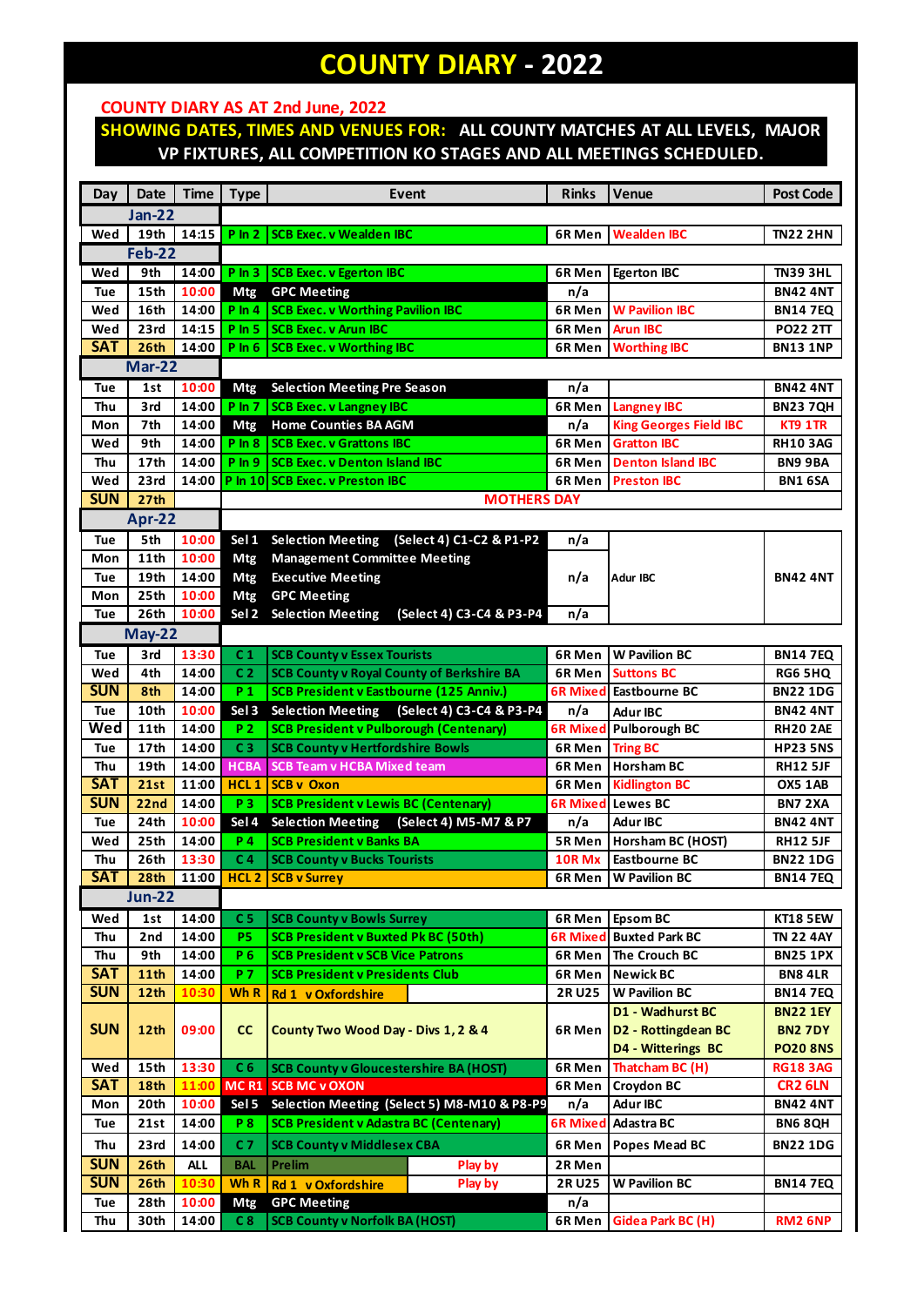# COUNTY DIARY - 2022

**COUNTY DIARY AS AT 2nd June, 2022**

**SHOWING DATES, TIMES AND VENUES FOR: ALL COUNTY MATCHES AT ALL LEVELS, MAJOR VP FIXTURES, ALL COMPETITION KO STAGES AND ALL MEETINGS SCHEDULED.**

| Day | Date | Time | Type | Event | Rinks | Venue | Post Code |
|---|---|---|---|---|---|---|---|
| | **Jan-22** | | | | | | |
| Wed | 19th | 14:15 | P In 2 | SCB Exec. v Wealden IBC | 6R Men | Wealden IBC | TN22 2HN |
| | **Feb-22** | | | | | | |
| Wed | 9th | 14:00 | P In 3 | SCB Exec. v Egerton IBC | 6R Men | Egerton IBC | TN39 3HL |
| Tue | 15th | 10:00 | Mtg | GPC Meeting | n/a | | BN42 4NT |
| Wed | 16th | 14:00 | P In 4 | SCB Exec. v Worthing Pavilion IBC | 6R Men | W Pavilion IBC | BN14 7EQ |
| Wed | 23rd | 14:15 | P In 5 | SCB Exec. v Arun IBC | 6R Men | Arun IBC | PO22 2TT |
| SAT | 26th | 14:00 | P In 6 | SCB Exec. v Worthing IBC | 6R Men | Worthing IBC | BN13 1NP |
| | **Mar-22** | | | | | | |
| Tue | 1st | 10:00 | Mtg | Selection Meeting Pre Season | n/a | | BN42 4NT |
| Thu | 3rd | 14:00 | P In 7 | SCB Exec. v Langney IBC | 6R Men | Langney IBC | BN23 7QH |
| Mon | 7th | 14:00 | Mtg | Home Counties BA AGM | n/a | King Georges Field IBC | KT9 1TR |
| Wed | 9th | 14:00 | P In 8 | SCB Exec. v Grattons IBC | 6R Men | Gratton IBC | RH10 3AG |
| Thu | 17th | 14:00 | P In 9 | SCB Exec. v Denton Island IBC | 6R Men | Denton Island IBC | BN9 9BA |
| Wed | 23rd | 14:00 | P In 10 | SCB Exec. v Preston IBC | 6R Men | Preston IBC | BN1 6SA |
| SUN | 27th | | | MOTHERS DAY | | | |
| | **Apr-22** | | | | | | |
| Tue | 5th | 10:00 | Sel 1 | Selection Meeting (Select 4) C1-C2 & P1-P2 | n/a | Adur IBC | BN42 4NT |
| Mon | 11th | 10:00 | Mtg | Management Committee Meeting | n/a | Adur IBC | BN42 4NT |
| Tue | 19th | 14:00 | Mtg | Executive Meeting | n/a | Adur IBC | BN42 4NT |
| Mon | 25th | 10:00 | Mtg | GPC Meeting | n/a | Adur IBC | BN42 4NT |
| Tue | 26th | 10:00 | Sel 2 | Selection Meeting (Select 4) C3-C4 & P3-P4 | n/a | Adur IBC | BN42 4NT |
| | **May-22** | | | | | | |
| Tue | 3rd | 13:30 | C 1 | SCB County v Essex Tourists | 6R Men | W Pavilion BC | BN14 7EQ |
| Wed | 4th | 14:00 | C 2 | SCB County v Royal County of Berkshire BA | 6R Men | Suttons BC | RG6 5HQ |
| SUN | 8th | 14:00 | P 1 | SCB President v Eastbourne (125 Anniv.) | 6R Mixed | Eastbourne BC | BN22 1DG |
| Tue | 10th | 10:00 | Sel 3 | Selection Meeting (Select 4) C3-C4 & P3-P4 | n/a | Adur IBC | BN42 4NT |
| Wed | 11th | 14:00 | P 2 | SCB President v Pulborough (Centenary) | 6R Mixed | Pulborough BC | RH20 2AE |
| Tue | 17th | 14:00 | C 3 | SCB County v Hertfordshire Bowls | 6R Men | Tring BC | HP23 5NS |
| Thu | 19th | 14:00 | HCBA | SCB Team v HCBA Mixed team | 6R Men | Horsham BC | RH12 5JF |
| SAT | 21st | 11:00 | HCL 1 | SCB v Oxon | 6R Men | Kidlington BC | OX5 1AB |
| SUN | 22nd | 14:00 | P 3 | SCB President v Lewis BC (Centenary) | 6R Mixed | Lewes BC | BN7 2XA |
| Tue | 24th | 10:00 | Sel 4 | Selection Meeting (Select 4) M5-M7 & P7 | n/a | Adur IBC | BN42 4NT |
| Wed | 25th | 14:00 | P 4 | SCB President v Banks BA | 5R Men | Horsham BC (HOST) | RH12 5JF |
| Thu | 26th | 13:30 | C 4 | SCB County v Bucks Tourists | 10R Mx | Eastbourne BC | BN22 1DG |
| SAT | 28th | 11:00 | HCL 2 | SCB v Surrey | 6R Men | W Pavilion BC | BN14 7EQ |
| | **Jun-22** | | | | | | |
| Wed | 1st | 14:00 | C 5 | SCB County v Bowls Surrey | 6R Men | Epsom BC | KT18 5EW |
| Thu | 2nd | 14:00 | P5 | SCB President v Buxted Pk BC (50th) | 6R Mixed | Buxted Park BC | TN 22 4AY |
| Thu | 9th | 14:00 | P 6 | SCB President v SCB Vice Patrons | 6R Men | The Crouch BC | BN25 1PX |
| SAT | 11th | 14:00 | P 7 | SCB President v Presidents Club | 6R Men | Newick BC | BN8 4LR |
| SUN | 12th | 10:30 | Wh R | Rd 1 v Oxfordshire | 2R U25 | W Pavilion BC | BN14 7EQ |
| SUN | 12th | 09:00 | CC | County Two Wood Day - Divs 1, 2 & 4 | 6R Men | D1 - Wadhurst BC<br>D2 - Rottingdean BC<br>D4 - Witterings BC | BN22 1EY<br>BN2 7DY<br>PO20 8NS |
| Wed | 15th | 13:30 | C 6 | SCB County v Gloucestershire BA (HOST) | 6R Men | Thatcham BC (H) | RG18 3AG |
| SAT | 18th | 11:00 | MC R1 | SCB MC v OXON | 6R Men | Croydon BC | CR2 6LN |
| Mon | 20th | 10:00 | Sel 5 | Selection Meeting (Select 5) M8-M10 & P8-P9 | n/a | Adur IBC | BN42 4NT |
| Tue | 21st | 14:00 | P 8 | SCB President v Adastra BC (Centenary) | 6R Mixed | Adastra BC | BN6 8QH |
| Thu | 23rd | 14:00 | C 7 | SCB County v Middlesex CBA | 6R Men | Popes Mead BC | BN22 1DG |
| SUN | 26th | ALL | BAL | Prelim Play by | 2R Men | | |
| SUN | 26th | 10:30 | Wh R | Rd 1 v Oxfordshire Play by | 2R U25 | W Pavilion BC | BN14 7EQ |
| Tue | 28th | 10:00 | Mtg | GPC Meeting | n/a | | |
| Thu | 30th | 14:00 | C 8 | SCB County v Norfolk BA (HOST) | 6R Men | Gidea Park BC (H) | RM2 6NP |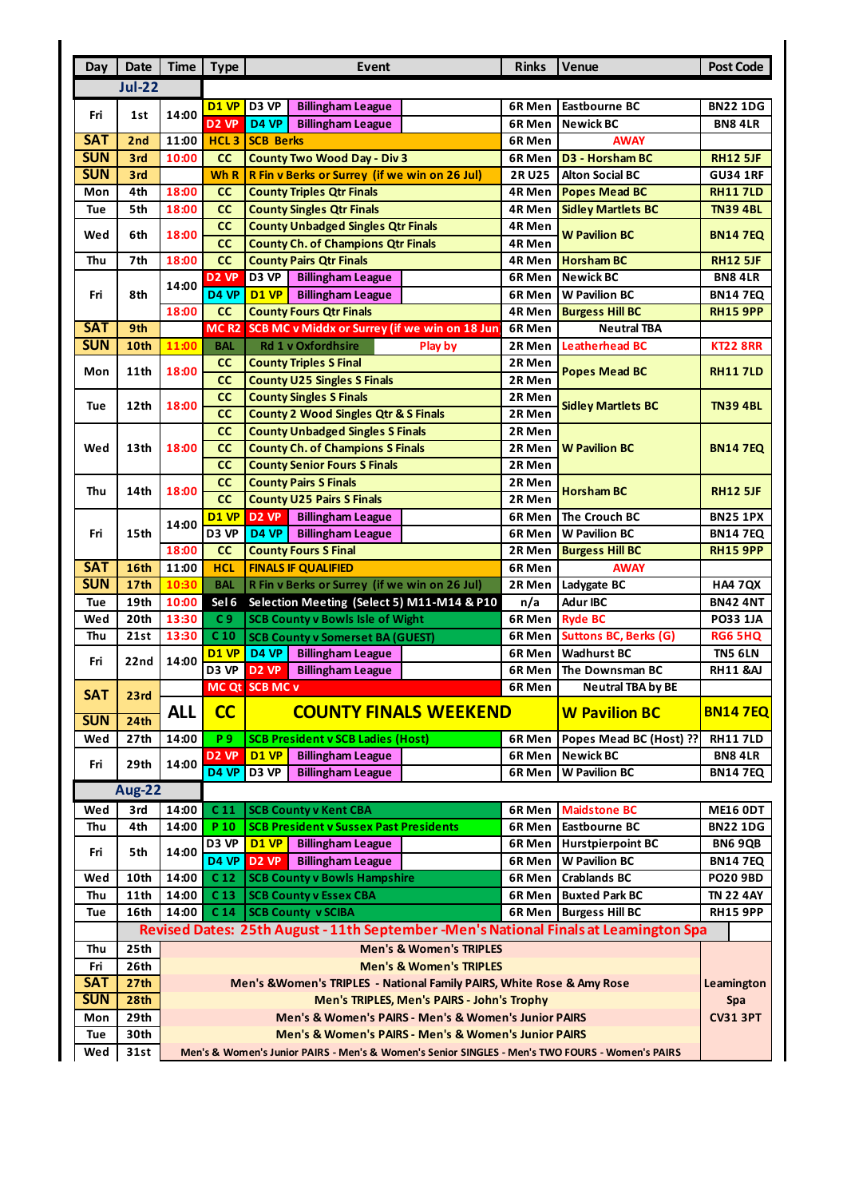| Day | Date | Time | Type | | Event | | Rinks | Venue | Post Code |
|---|---|---|---|---|---|---|---|---|---|
| **Jul-22** | | | | | | | | | |
| Fri | 1st | 14:00 | D1 VP | D3 VP | Billingham League | | 6R Men | Eastbourne BC | BN22 1DG |
| | | | D2 VP | D4 VP | Billingham League | | 6R Men | Newick BC | BN8 4LR |
| SAT | 2nd | 11:00 | HCL 3 | SCB Berks | | | 6R Men | AWAY | |
| SUN | 3rd | 10:00 | CC | County Two Wood Day - Div 3 | | | 6R Men | D3 - Horsham BC | RH12 5JF |
| SUN | 3rd | | Wh R | R Fin v Berks or Surrey (if we win on 26 Jul) | | | 2R U25 | Alton Social BC | GU34 1RF |
| Mon | 4th | 18:00 | CC | County Triples Qtr Finals | | | 4R Men | Popes Mead BC | RH11 7LD |
| Tue | 5th | 18:00 | CC | County Singles Qtr Finals | | | 4R Men | Sidley Martlets BC | TN39 4BL |
| Wed | 6th | 18:00 | CC | County Unbadged Singles Qtr Finals | | | 4R Men | W Pavilion BC | BN14 7EQ |
| | | | CC | County Ch. of Champions Qtr Finals | | | 4R Men | | |
| Thu | 7th | 18:00 | CC | County Pairs Qtr Finals | | | 4R Men | Horsham BC | RH12 5JF |
| Fri | 8th | 14:00 | D2 VP | D3 VP | Billingham League | | 6R Men | Newick BC | BN8 4LR |
| | | | D4 VP | D1 VP | Billingham League | | 6R Men | W Pavilion BC | BN14 7EQ |
| | | 18:00 | CC | County Fours Qtr Finals | | | 4R Men | Burgess Hill BC | RH15 9PP |
| SAT | 9th | | MC R2 | SCB MC v Middx or Surrey (if we win on 18 Jun) | | | 6R Men | Neutral TBA | |
| SUN | 10th | 11:00 | BAL | Rd 1 v Oxfordhsire | | Play by | 2R Men | Leatherhead BC | KT22 8RR |
| Mon | 11th | 18:00 | CC | County Triples S Final | | | 2R Men | Popes Mead BC | RH11 7LD |
| | | | CC | County U25 Singles S Finals | | | 2R Men | | |
| Tue | 12th | 18:00 | CC | County Singles S Finals | | | 2R Men | Sidley Martlets BC | TN39 4BL |
| | | | CC | County 2 Wood Singles Qtr & S Finals | | | 2R Men | | |
| Wed | 13th | 18:00 | CC | County Unbadged Singles S Finals | | | 2R Men | W Pavilion BC | BN14 7EQ |
| | | | CC | County Ch. of Champions S Finals | | | 2R Men | | |
| | | | CC | County Senior Fours S Finals | | | 2R Men | | |
| Thu | 14th | 18:00 | CC | County Pairs S Finals | | | 2R Men | Horsham BC | RH12 5JF |
| | | | CC | County U25 Pairs S Finals | | | 2R Men | | |
| Fri | 15th | 14:00 | D1 VP | D2 VP | Billingham League | | 6R Men | The Crouch BC | BN25 1PX |
| | | | D3 VP | D4 VP | Billingham League | | 6R Men | W Pavilion BC | BN14 7EQ |
| | | 18:00 | CC | County Fours S Final | | | 2R Men | Burgess Hill BC | RH15 9PP |
| SAT | 16th | 11:00 | HCL | FINALS IF QUALIFIED | | | 6R Men | AWAY | |
| SUN | 17th | 10:30 | BAL | R Fin v Berks or Surrey (if we win on 26 Jul) | | | 2R Men | Ladygate BC | HA4 7QX |
| Tue | 19th | 10:00 | Sel 6 | Selection Meeting (Select 5) M11-M14 & P10 | | | n/a | Adur IBC | BN42 4NT |
| Wed | 20th | 13:30 | C 9 | SCB County v Bowls Isle of Wight | | | 6R Men | Ryde BC | PO33 1JA |
| Thu | 21st | 13:30 | C 10 | SCB County v Somerset BA (GUEST) | | | 6R Men | Suttons BC, Berks (G) | RG6 5HQ |
| Fri | 22nd | 14:00 | D1 VP | D4 VP | Billingham League | | 6R Men | Wadhurst BC | TN5 6LN |
| | | | D3 VP | D2 VP | Billingham League | | 6R Men | The Downsman BC | RH11 &AJ |
| SAT | 23rd | | MC Qt | SCB MC v | | | 6R Men | Neutral TBA by BE | |
| SUN | 24th | ALL | CC | COUNTY FINALS WEEKEND | | | | W Pavilion BC | BN14 7EQ |
| Wed | 27th | 14:00 | P 9 | SCB President v SCB Ladies (Host) | | | 6R Men | Popes Mead BC (Host) ?? | RH11 7LD |
| Fri | 29th | 14:00 | D2 VP | D1 VP | Billingham League | | 6R Men | Newick BC | BN8 4LR |
| | | | D4 VP | D3 VP | Billingham League | | 6R Men | W Pavilion BC | BN14 7EQ |
| **Aug-22** | | | | | | | | | |
| Wed | 3rd | 14:00 | C 11 | SCB County v Kent CBA | | | 6R Men | Maidstone BC | ME16 0DT |
| Thu | 4th | 14:00 | P 10 | SCB President v Sussex Past Presidents | | | 6R Men | Eastbourne BC | BN22 1DG |
| Fri | 5th | 14:00 | D3 VP | D1 VP | Billingham League | | 6R Men | Hurstpierpoint BC | BN6 9QB |
| | | | D4 VP | D2 VP | Billingham League | | 6R Men | W Pavilion BC | BN14 7EQ |
| Wed | 10th | 14:00 | C 12 | SCB County v Bowls Hampshire | | | 6R Men | Crablands BC | PO20 9BD |
| Thu | 11th | 14:00 | C 13 | SCB County v Essex CBA | | | 6R Men | Buxted Park BC | TN 22 4AY |
| Tue | 16th | 14:00 | C 14 | SCB County v SCIBA | | | 6R Men | Burgess Hill BC | RH15 9PP |
| | Revised Dates: 25th August - 11th September -Men's National Finals at Leamington Spa | | | | | | | | |
| Thu | 25th | Men's & Women's TRIPLES | | | | | | | Leamington Spa CV31 3PT |
| Fri | 26th | Men's & Women's TRIPLES | | | | | | | |
| SAT | 27th | Men's &Women's TRIPLES - National Family PAIRS, White Rose & Amy Rose | | | | | | | |
| SUN | 28th | Men's TRIPLES, Men's PAIRS - John's Trophy | | | | | | | |
| Mon | 29th | Men's & Women's PAIRS - Men's & Women's Junior PAIRS | | | | | | | |
| Tue | 30th | Men's & Women's PAIRS - Men's & Women's Junior PAIRS | | | | | | | |
| Wed | 31st | Men's & Women's Junior PAIRS - Men's & Women's Senior SINGLES - Men's TWO FOURS - Women's PAIRS | | | | | | | |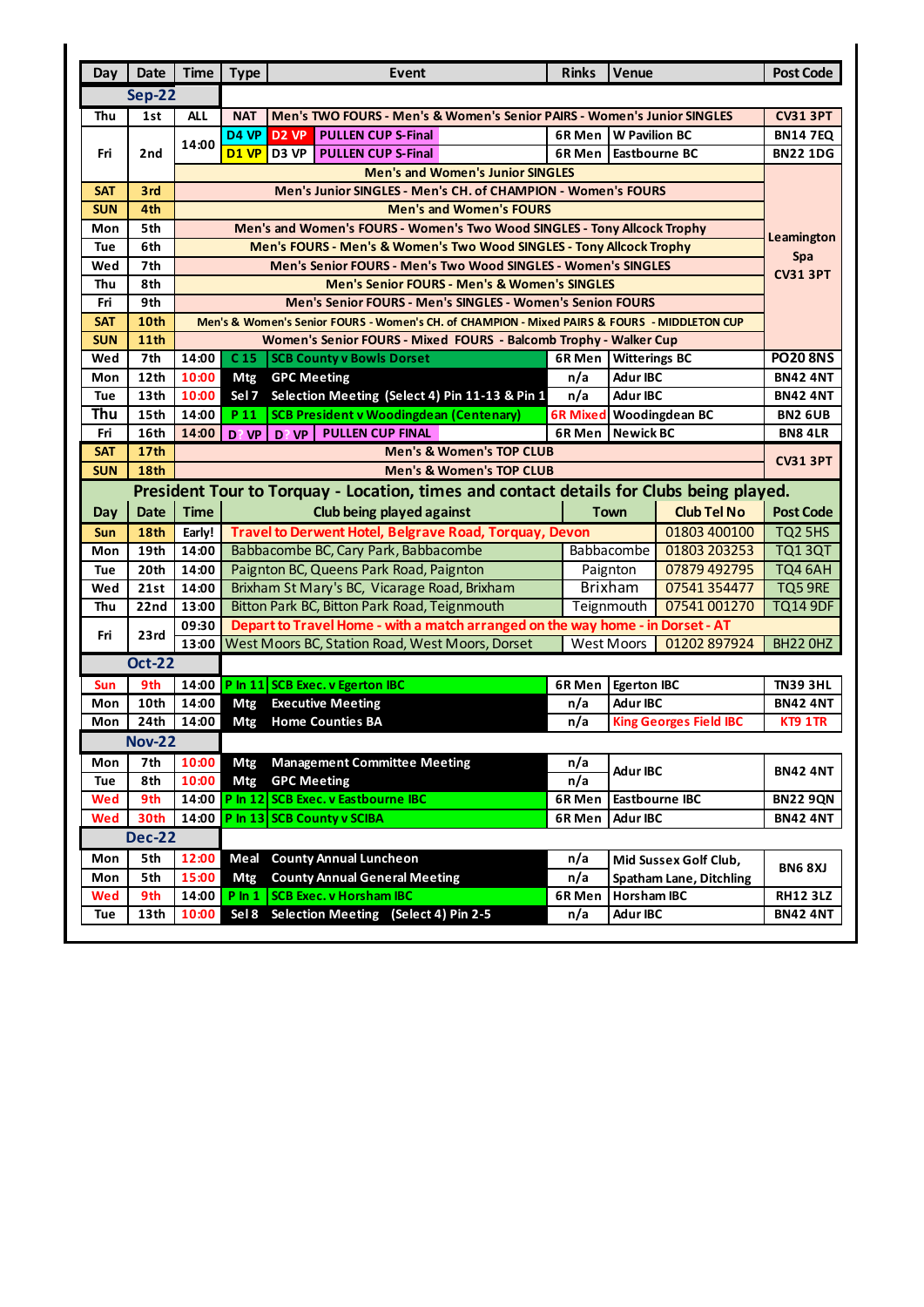| Day | Date | Time | Type | | Event | Rinks | Venue | Post Code |
|---|---|---|---|---|---|---|---|---|
| **Sep-22** | | | | | | | | |
| Thu | 1st | ALL | NAT | | Men's TWO FOURS - Men's & Women's Senior PAIRS - Women's Junior SINGLES | | | CV31 3PT |
| Fri | 2nd | 14:00 | D4 VP | D2 VP | PULLEN CUP S-Final | 6R Men | W Pavilion BC | BN14 7EQ |
| | | | D1 VP | D3 VP | PULLEN CUP S-Final | 6R Men | Eastbourne BC | BN22 1DG |
| | | | | | Men's and Women's Junior SINGLES | | | Leamington Spa CV31 3PT |
| SAT | 3rd | | | | Men's Junior SINGLES - Men's CH. of CHAMPION - Women's FOURS | | | |
| SUN | 4th | | | | Men's and Women's FOURS | | | |
| Mon | 5th | | | | Men's and Women's FOURS - Women's Two Wood SINGLES - Tony Allcock Trophy | | | |
| Tue | 6th | | | | Men's FOURS - Men's & Women's Two Wood SINGLES - Tony Allcock Trophy | | | |
| Wed | 7th | | | | Men's Senior FOURS - Men's Two Wood SINGLES - Women's SINGLES | | | |
| Thu | 8th | | | | Men's Senior FOURS - Men's & Women's SINGLES | | | |
| Fri | 9th | | | | Men's Senior FOURS - Men's SINGLES - Women's Senion FOURS | | | |
| SAT | 10th | | | | Men's & Women's Senior FOURS - Women's CH. of CHAMPION - Mixed PAIRS & FOURS - MIDDLETON CUP | | | |
| SUN | 11th | | | | Women's Senior FOURS - Mixed FOURS - Balcomb Trophy - Walker Cup | | | |
| Wed | 7th | 14:00 | C 15 | | SCB County v Bowls Dorset | 6R Men | Witterings BC | PO20 8NS |
| Mon | 12th | 10:00 | Mtg | | GPC Meeting | n/a | Adur IBC | BN42 4NT |
| Tue | 13th | 10:00 | Sel 7 | | Selection Meeting (Select 4) Pin 11-13 & Pin 1 | n/a | Adur IBC | BN42 4NT |
| Thu | 15th | 14:00 | P 11 | | SCB President v Woodingdean (Centenary) | 6R Mixed | Woodingdean BC | BN2 6UB |
| Fri | 16th | 14:00 | D ? VP | D ? VP | PULLEN CUP FINAL | 6R Men | Newick BC | BN8 4LR |
| SAT | 17th | | | | Men's & Women's TOP CLUB | | | CV31 3PT |
| SUN | 18th | | | | Men's & Women's TOP CLUB | | | |

**President Tour to Torquay - Location, times and contact details for Clubs being played.**

| Day | Date | Time | Club being played against | Town | Club Tel No | Post Code |
|---|---|---|---|---|---|---|
| Sun | 18th | Early! | Travel to Derwent Hotel, Belgrave Road, Torquay, Devon | | 01803 400100 | TQ2 5HS |
| Mon | 19th | 14:00 | Babbacombe BC, Cary Park, Babbacombe | Babbacombe | 01803 203253 | TQ1 3QT |
| Tue | 20th | 14:00 | Paignton BC, Queens Park Road, Paignton | Paignton | 07879 492795 | TQ4 6AH |
| Wed | 21st | 14:00 | Brixham St Mary's BC, Vicarage Road, Brixham | Brixham | 07541 354477 | TQ5 9RE |
| Thu | 22nd | 13:00 | Bitton Park BC, Bitton Park Road, Teignmouth | Teignmouth | 07541 001270 | TQ14 9DF |
| Fri | 23rd | 09:30 | Depart to Travel Home - with a match arranged on the way home - in Dorset - AT | | | |
| | | 13:00 | West Moors BC, Station Road, West Moors, Dorset | West Moors | 01202 897924 | BH22 0HZ |

| Day | Date | Time | Type | Event | Rinks | Venue | Post Code |
|---|---|---|---|---|---|---|---|
| **Oct-22** | | | | | | | |
| Sun | 9th | 14:00 | P In 11 | SCB Exec. v Egerton IBC | 6R Men | Egerton IBC | TN39 3HL |
| Mon | 10th | 14:00 | Mtg | Executive Meeting | n/a | Adur IBC | BN42 4NT |
| Mon | 24th | 14:00 | Mtg | Home Counties BA | n/a | King Georges Field IBC | KT9 1TR |
| **Nov-22** | | | | | | | |
| Mon | 7th | 10:00 | Mtg | Management Committee Meeting | n/a | Adur IBC | BN42 4NT |
| Tue | 8th | 10:00 | Mtg | GPC Meeting | n/a | | |
| Wed | 9th | 14:00 | P In 12 | SCB Exec. v Eastbourne IBC | 6R Men | Eastbourne IBC | BN22 9QN |
| Wed | 30th | 14:00 | P In 13 | SCB County v SCIBA | 6R Men | Adur IBC | BN42 4NT |
| **Dec-22** | | | | | | | |
| Mon | 5th | 12:00 | Meal | County Annual Luncheon | n/a | Mid Sussex Golf Club, Spatham Lane, Ditchling | BN6 8XJ |
| Mon | 5th | 15:00 | Mtg | County Annual General Meeting | n/a | | |
| Wed | 9th | 14:00 | P In 1 | SCB Exec. v Horsham IBC | 6R Men | Horsham IBC | RH12 3LZ |
| Tue | 13th | 10:00 | Sel 8 | Selection Meeting (Select 4) Pin 2-5 | n/a | Adur IBC | BN42 4NT |